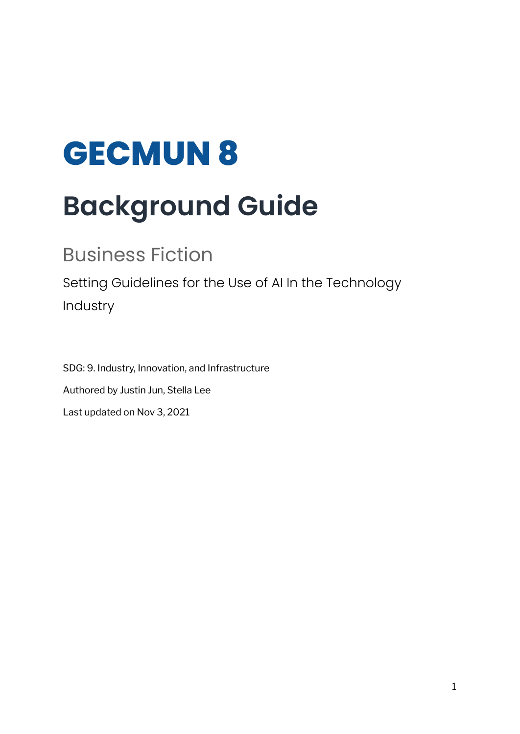# GECMUN 8

# Background Guide

## Business Fiction

### Setting Guidelines for the Use of AI In the Technology Industry

SDG: 9. Industry, Innovation, and Infrastructure

Authored by Justin Jun, Stella Lee

Last updated on Nov 3, 2021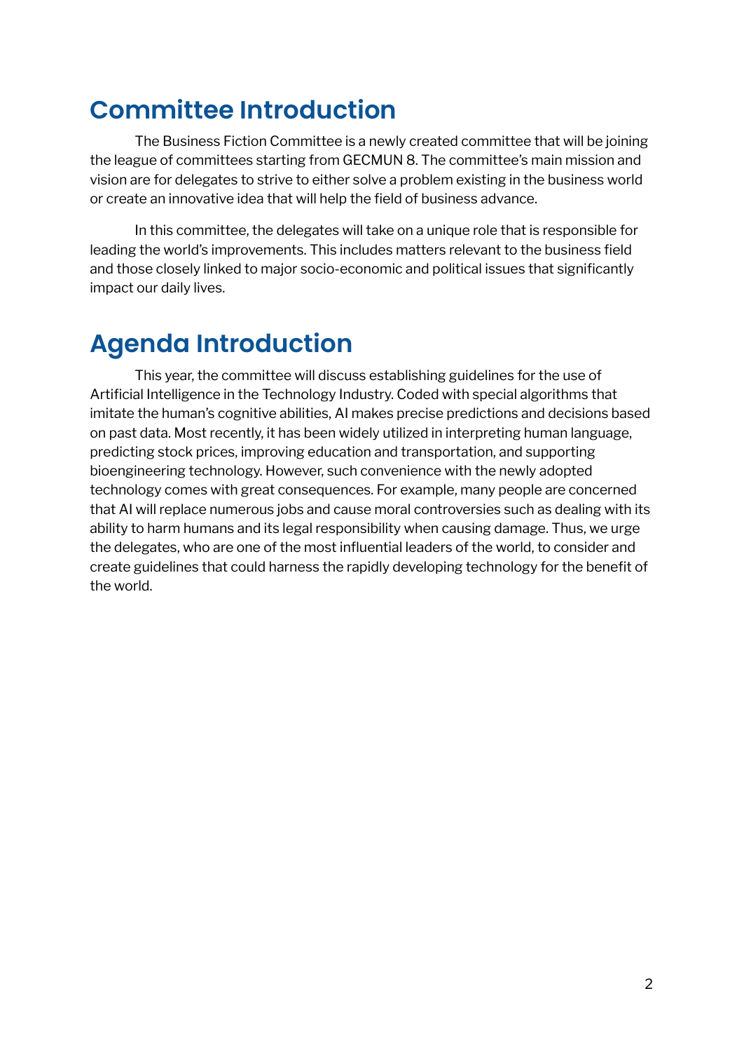# Committee Introduction

The Business Fiction Committee is a newly created committee that will be joining the league of committees starting from GECMUN 8. The committee's main mission and vision are for delegates to strive to either solve a problem existing in the business world or create an innovative idea that will help the field of business advance.

In this committee, the delegates will take on a unique role that is responsible for leading the world's improvements. This includes matters relevant to the business field and those closely linked to major socio-economic and political issues that significantly impact our daily lives.

# Agenda Introduction

This year, the committee will discuss establishing guidelines for the use of Artificial Intelligence in the Technology Industry. Coded with special algorithms that imitate the human's cognitive abilities, AI makes precise predictions and decisions based on past data. Most recently, it has been widely utilized in interpreting human language, predicting stock prices, improving education and transportation, and supporting bioengineering technology. However, such convenience with the newly adopted technology comes with great consequences. For example, many people are concerned that AI will replace numerous jobs and cause moral controversies such as dealing with its ability to harm humans and its legal responsibility when causing damage. Thus, we urge the delegates, who are one of the most influential leaders of the world, to consider and create guidelines that could harness the rapidly developing technology for the benefit of the world.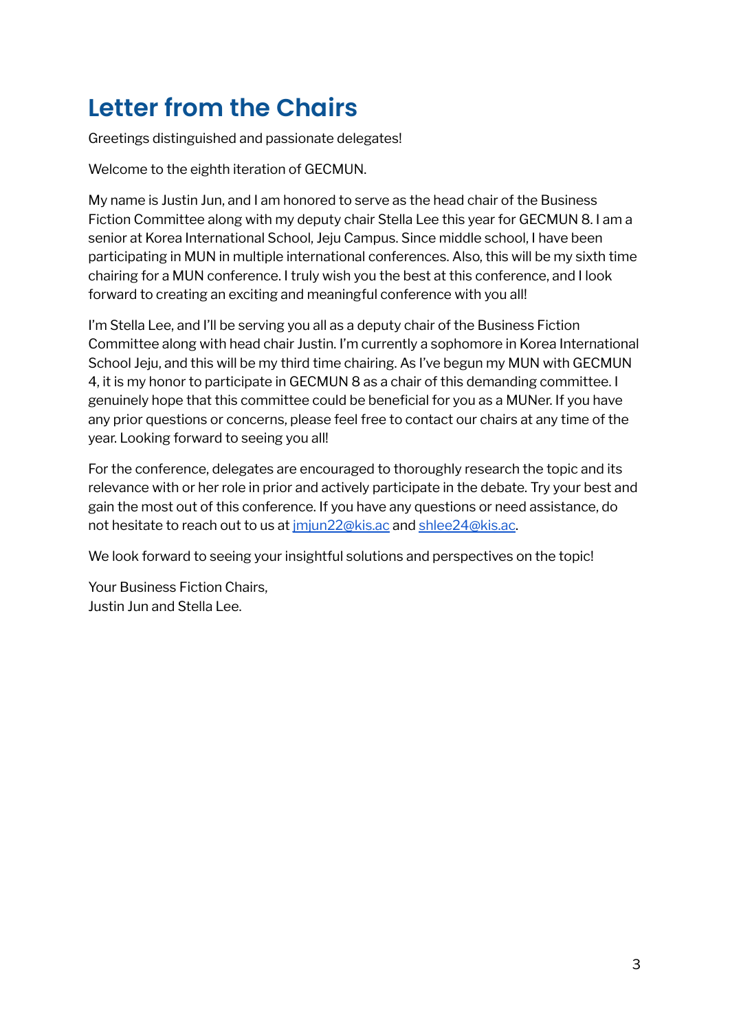# Letter from the Chairs

Greetings distinguished and passionate delegates!

Welcome to the eighth iteration of GECMUN.

My name is Justin Jun, and I am honored to serve as the head chair of the Business Fiction Committee along with my deputy chair Stella Lee this year for GECMUN 8. I am a senior at Korea International School, Jeju Campus. Since middle school, I have been participating in MUN in multiple international conferences. Also, this will be my sixth time chairing for a MUN conference. I truly wish you the best at this conference, and I look forward to creating an exciting and meaningful conference with you all!

I'm Stella Lee, and I'll be serving you all as a deputy chair of the Business Fiction Committee along with head chair Justin. I'm currently a sophomore in Korea International School Jeju, and this will be my third time chairing. As I've begun my MUN with GECMUN 4, it is my honor to participate in GECMUN 8 as a chair of this demanding committee. I genuinely hope that this committee could be beneficial for you as a MUNer. If you have any prior questions or concerns, please feel free to contact our chairs at any time of the year. Looking forward to seeing you all!

For the conference, delegates are encouraged to thoroughly research the topic and its relevance with or her role in prior and actively participate in the debate. Try your best and gain the most out of this conference. If you have any questions or need assistance, do not hesitate to reach out to us at jmjun22@kis.ac and shlee24@kis.ac.

We look forward to seeing your insightful solutions and perspectives on the topic!

Your Business Fiction Chairs,
Justin Jun and Stella Lee.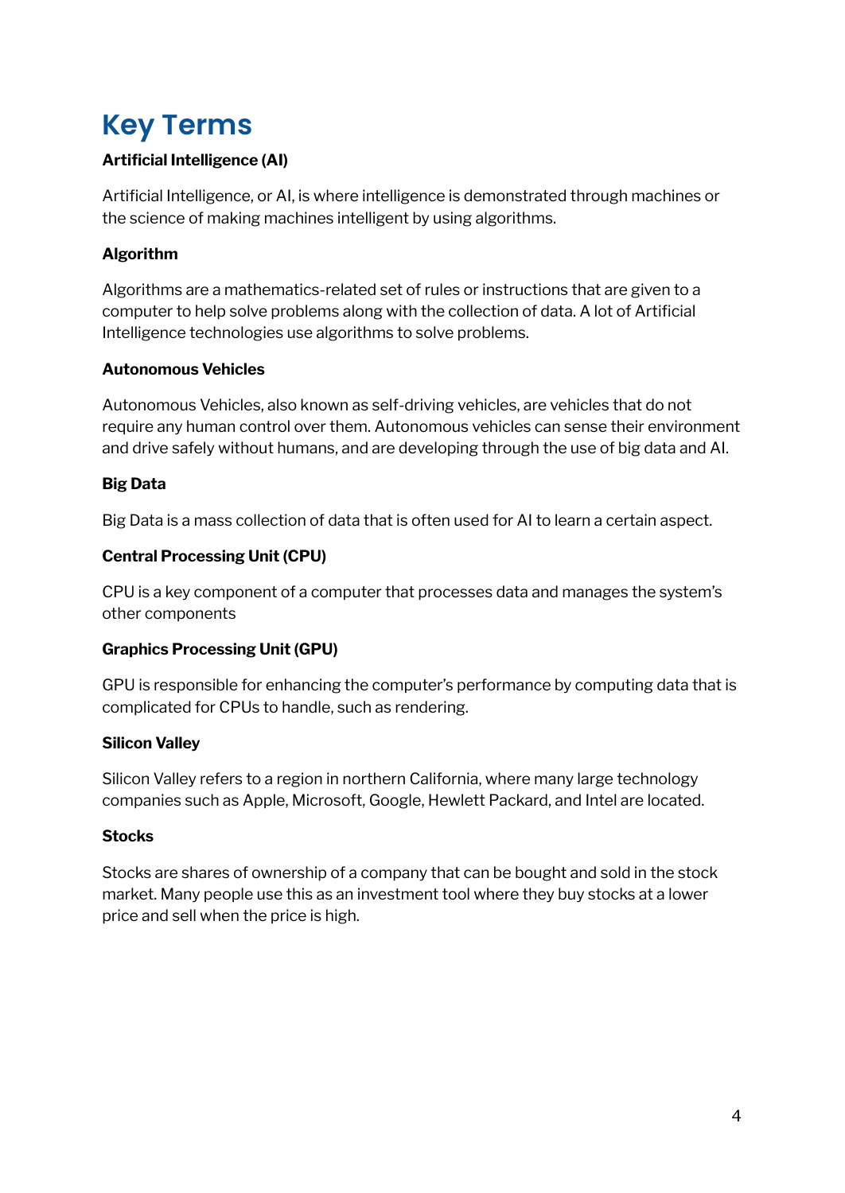# Key Terms

**Artificial Intelligence (AI)**

Artificial Intelligence, or AI, is where intelligence is demonstrated through machines or the science of making machines intelligent by using algorithms.

**Algorithm**

Algorithms are a mathematics-related set of rules or instructions that are given to a computer to help solve problems along with the collection of data. A lot of Artificial Intelligence technologies use algorithms to solve problems.

**Autonomous Vehicles**

Autonomous Vehicles, also known as self-driving vehicles, are vehicles that do not require any human control over them. Autonomous vehicles can sense their environment and drive safely without humans, and are developing through the use of big data and AI.

**Big Data**

Big Data is a mass collection of data that is often used for AI to learn a certain aspect.

**Central Processing Unit (CPU)**

CPU is a key component of a computer that processes data and manages the system's other components

**Graphics Processing Unit (GPU)**

GPU is responsible for enhancing the computer's performance by computing data that is complicated for CPUs to handle, such as rendering.

**Silicon Valley**

Silicon Valley refers to a region in northern California, where many large technology companies such as Apple, Microsoft, Google, Hewlett Packard, and Intel are located.

**Stocks**

Stocks are shares of ownership of a company that can be bought and sold in the stock market. Many people use this as an investment tool where they buy stocks at a lower price and sell when the price is high.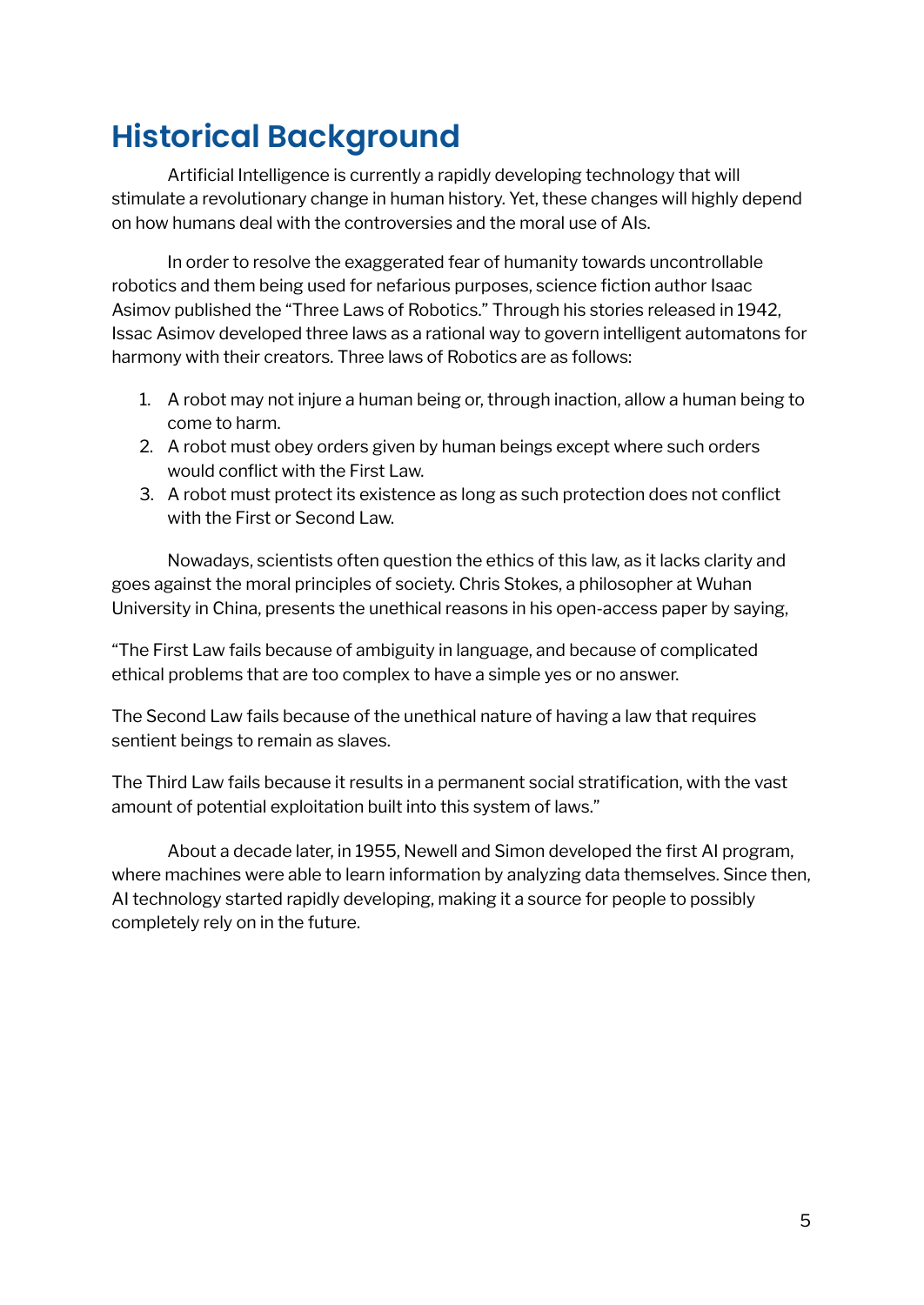# Historical Background

Artificial Intelligence is currently a rapidly developing technology that will stimulate a revolutionary change in human history. Yet, these changes will highly depend on how humans deal with the controversies and the moral use of AIs.

In order to resolve the exaggerated fear of humanity towards uncontrollable robotics and them being used for nefarious purposes, science fiction author Isaac Asimov published the "Three Laws of Robotics." Through his stories released in 1942, Issac Asimov developed three laws as a rational way to govern intelligent automatons for harmony with their creators. Three laws of Robotics are as follows:

1. A robot may not injure a human being or, through inaction, allow a human being to come to harm.
2. A robot must obey orders given by human beings except where such orders would conflict with the First Law.
3. A robot must protect its existence as long as such protection does not conflict with the First or Second Law.

Nowadays, scientists often question the ethics of this law, as it lacks clarity and goes against the moral principles of society. Chris Stokes, a philosopher at Wuhan University in China, presents the unethical reasons in his open-access paper by saying,

"The First Law fails because of ambiguity in language, and because of complicated ethical problems that are too complex to have a simple yes or no answer.

The Second Law fails because of the unethical nature of having a law that requires sentient beings to remain as slaves.

The Third Law fails because it results in a permanent social stratification, with the vast amount of potential exploitation built into this system of laws."

About a decade later, in 1955, Newell and Simon developed the first AI program, where machines were able to learn information by analyzing data themselves. Since then, AI technology started rapidly developing, making it a source for people to possibly completely rely on in the future.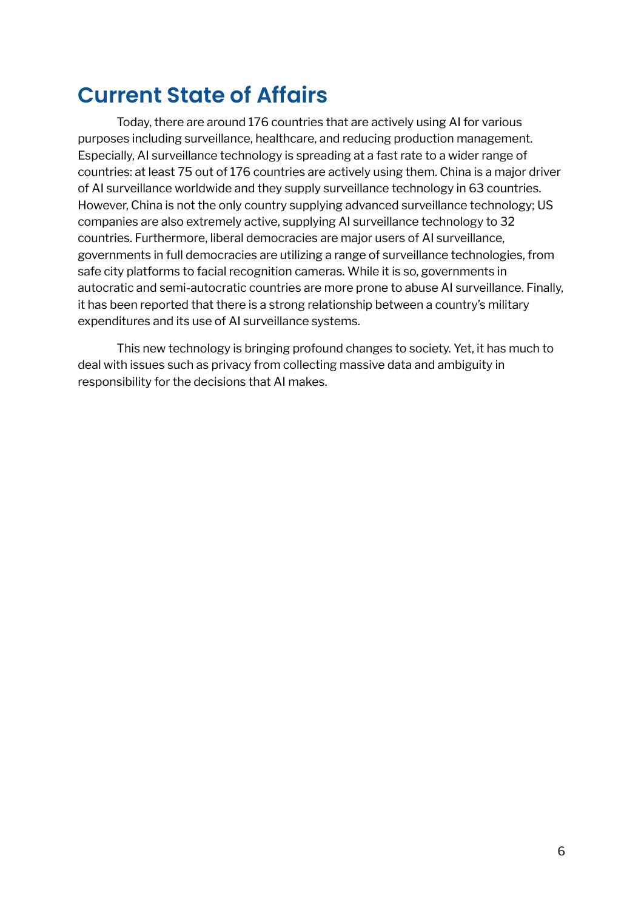## Current State of Affairs

Today, there are around 176 countries that are actively using AI for various purposes including surveillance, healthcare, and reducing production management. Especially, AI surveillance technology is spreading at a fast rate to a wider range of countries: at least 75 out of 176 countries are actively using them. China is a major driver of AI surveillance worldwide and they supply surveillance technology in 63 countries. However, China is not the only country supplying advanced surveillance technology; US companies are also extremely active, supplying AI surveillance technology to 32 countries. Furthermore, liberal democracies are major users of AI surveillance, governments in full democracies are utilizing a range of surveillance technologies, from safe city platforms to facial recognition cameras. While it is so, governments in autocratic and semi-autocratic countries are more prone to abuse AI surveillance. Finally, it has been reported that there is a strong relationship between a country's military expenditures and its use of AI surveillance systems.

This new technology is bringing profound changes to society. Yet, it has much to deal with issues such as privacy from collecting massive data and ambiguity in responsibility for the decisions that AI makes.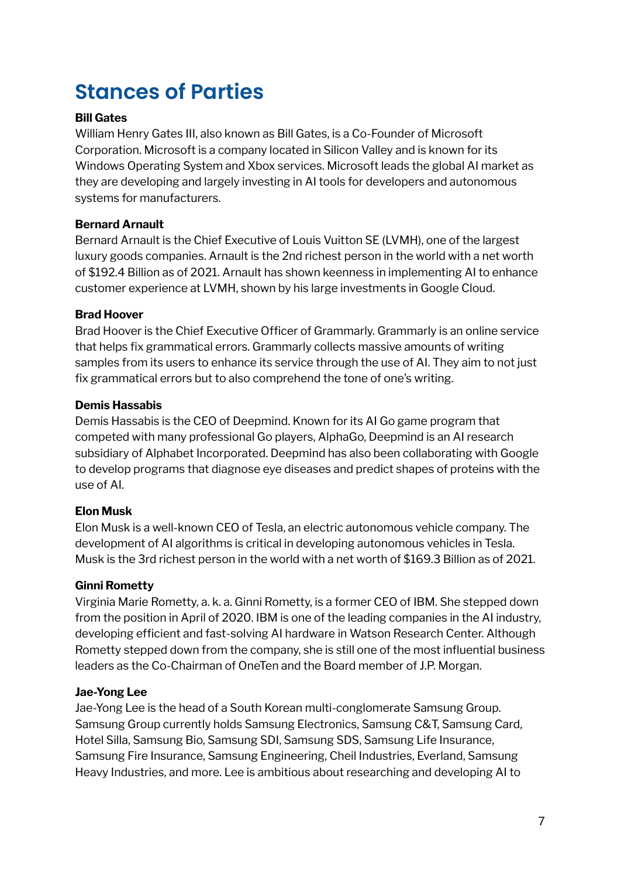# Stances of Parties

**Bill Gates**

William Henry Gates III, also known as Bill Gates, is a Co-Founder of Microsoft Corporation. Microsoft is a company located in Silicon Valley and is known for its Windows Operating System and Xbox services. Microsoft leads the global AI market as they are developing and largely investing in AI tools for developers and autonomous systems for manufacturers.

**Bernard Arnault**

Bernard Arnault is the Chief Executive of Louis Vuitton SE (LVMH), one of the largest luxury goods companies. Arnault is the 2nd richest person in the world with a net worth of $192.4 Billion as of 2021. Arnault has shown keenness in implementing AI to enhance customer experience at LVMH, shown by his large investments in Google Cloud.

**Brad Hoover**

Brad Hoover is the Chief Executive Officer of Grammarly. Grammarly is an online service that helps fix grammatical errors. Grammarly collects massive amounts of writing samples from its users to enhance its service through the use of AI. They aim to not just fix grammatical errors but to also comprehend the tone of one's writing.

**Demis Hassabis**

Demis Hassabis is the CEO of Deepmind. Known for its AI Go game program that competed with many professional Go players, AlphaGo, Deepmind is an AI research subsidiary of Alphabet Incorporated. Deepmind has also been collaborating with Google to develop programs that diagnose eye diseases and predict shapes of proteins with the use of AI.

**Elon Musk**

Elon Musk is a well-known CEO of Tesla, an electric autonomous vehicle company. The development of AI algorithms is critical in developing autonomous vehicles in Tesla. Musk is the 3rd richest person in the world with a net worth of $169.3 Billion as of 2021.

**Ginni Rometty**

Virginia Marie Rometty, a. k. a. Ginni Rometty, is a former CEO of IBM. She stepped down from the position in April of 2020. IBM is one of the leading companies in the AI industry, developing efficient and fast-solving AI hardware in Watson Research Center. Although Rometty stepped down from the company, she is still one of the most influential business leaders as the Co-Chairman of OneTen and the Board member of J.P. Morgan.

**Jae-Yong Lee**

Jae-Yong Lee is the head of a South Korean multi-conglomerate Samsung Group. Samsung Group currently holds Samsung Electronics, Samsung C&T, Samsung Card, Hotel Silla, Samsung Bio, Samsung SDI, Samsung SDS, Samsung Life Insurance, Samsung Fire Insurance, Samsung Engineering, Cheil Industries, Everland, Samsung Heavy Industries, and more. Lee is ambitious about researching and developing AI to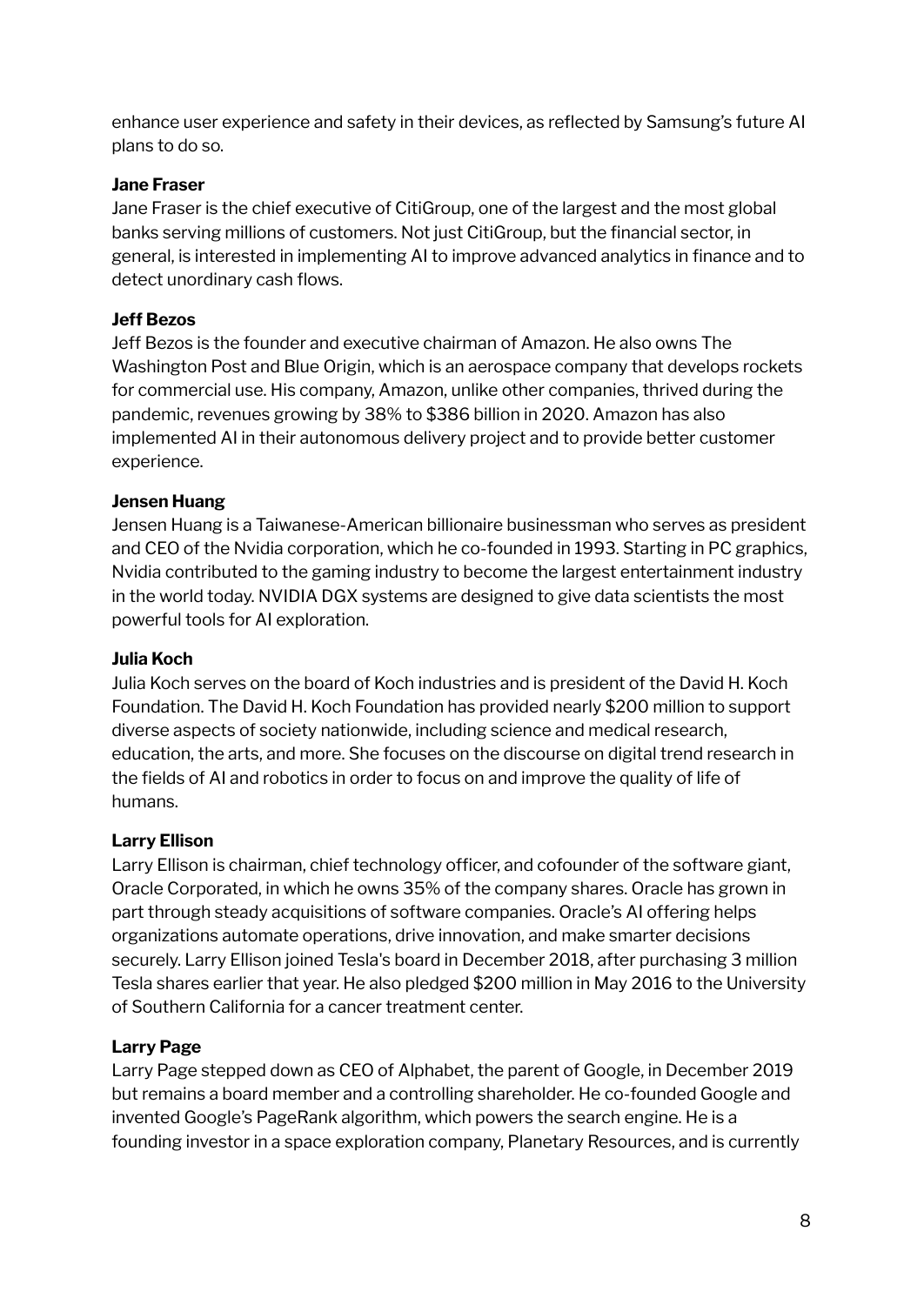enhance user experience and safety in their devices, as reflected by Samsung's future AI plans to do so.

**Jane Fraser**

Jane Fraser is the chief executive of CitiGroup, one of the largest and the most global banks serving millions of customers. Not just CitiGroup, but the financial sector, in general, is interested in implementing AI to improve advanced analytics in finance and to detect unordinary cash flows.

**Jeff Bezos**

Jeff Bezos is the founder and executive chairman of Amazon. He also owns The Washington Post and Blue Origin, which is an aerospace company that develops rockets for commercial use. His company, Amazon, unlike other companies, thrived during the pandemic, revenues growing by 38% to $386 billion in 2020. Amazon has also implemented AI in their autonomous delivery project and to provide better customer experience.

**Jensen Huang**

Jensen Huang is a Taiwanese-American billionaire businessman who serves as president and CEO of the Nvidia corporation, which he co-founded in 1993. Starting in PC graphics, Nvidia contributed to the gaming industry to become the largest entertainment industry in the world today. NVIDIA DGX systems are designed to give data scientists the most powerful tools for AI exploration.

**Julia Koch**

Julia Koch serves on the board of Koch industries and is president of the David H. Koch Foundation. The David H. Koch Foundation has provided nearly $200 million to support diverse aspects of society nationwide, including science and medical research, education, the arts, and more. She focuses on the discourse on digital trend research in the fields of AI and robotics in order to focus on and improve the quality of life of humans.

**Larry Ellison**

Larry Ellison is chairman, chief technology officer, and cofounder of the software giant, Oracle Corporated, in which he owns 35% of the company shares. Oracle has grown in part through steady acquisitions of software companies. Oracle's AI offering helps organizations automate operations, drive innovation, and make smarter decisions securely. Larry Ellison joined Tesla's board in December 2018, after purchasing 3 million Tesla shares earlier that year. He also pledged $200 million in May 2016 to the University of Southern California for a cancer treatment center.

**Larry Page**

Larry Page stepped down as CEO of Alphabet, the parent of Google, in December 2019 but remains a board member and a controlling shareholder. He co-founded Google and invented Google's PageRank algorithm, which powers the search engine. He is a founding investor in a space exploration company, Planetary Resources, and is currently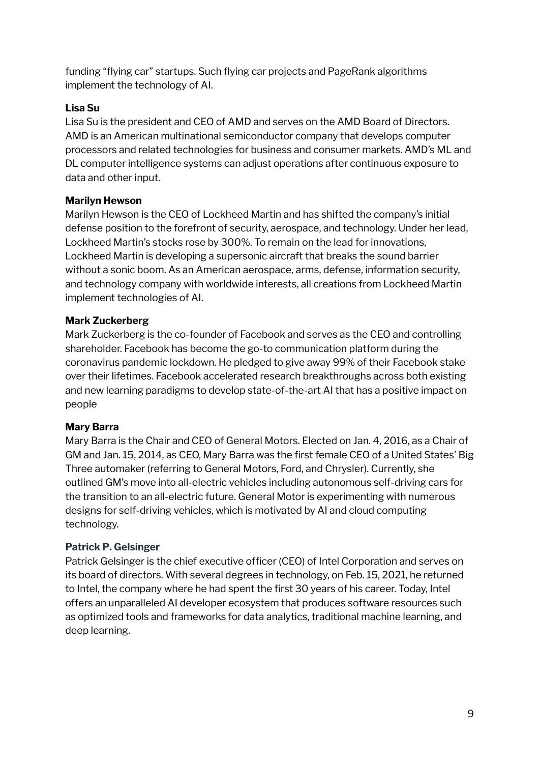funding "flying car" startups. Such flying car projects and PageRank algorithms implement the technology of AI.

**Lisa Su**

Lisa Su is the president and CEO of AMD and serves on the AMD Board of Directors. AMD is an American multinational semiconductor company that develops computer processors and related technologies for business and consumer markets. AMD's ML and DL computer intelligence systems can adjust operations after continuous exposure to data and other input.

**Marilyn Hewson**

Marilyn Hewson is the CEO of Lockheed Martin and has shifted the company's initial defense position to the forefront of security, aerospace, and technology. Under her lead, Lockheed Martin's stocks rose by 300%. To remain on the lead for innovations, Lockheed Martin is developing a supersonic aircraft that breaks the sound barrier without a sonic boom. As an American aerospace, arms, defense, information security, and technology company with worldwide interests, all creations from Lockheed Martin implement technologies of AI.

**Mark Zuckerberg**

Mark Zuckerberg is the co-founder of Facebook and serves as the CEO and controlling shareholder. Facebook has become the go-to communication platform during the coronavirus pandemic lockdown. He pledged to give away 99% of their Facebook stake over their lifetimes. Facebook accelerated research breakthroughs across both existing and new learning paradigms to develop state-of-the-art AI that has a positive impact on people

**Mary Barra**

Mary Barra is the Chair and CEO of General Motors. Elected on Jan. 4, 2016, as a Chair of GM and Jan. 15, 2014, as CEO, Mary Barra was the first female CEO of a United States' Big Three automaker (referring to General Motors, Ford, and Chrysler). Currently, she outlined GM's move into all-electric vehicles including autonomous self-driving cars for the transition to an all-electric future. General Motor is experimenting with numerous designs for self-driving vehicles, which is motivated by AI and cloud computing technology.

**Patrick P. Gelsinger**

Patrick Gelsinger is the chief executive officer (CEO) of Intel Corporation and serves on its board of directors. With several degrees in technology, on Feb. 15, 2021, he returned to Intel, the company where he had spent the first 30 years of his career. Today, Intel offers an unparalleled AI developer ecosystem that produces software resources such as optimized tools and frameworks for data analytics, traditional machine learning, and deep learning.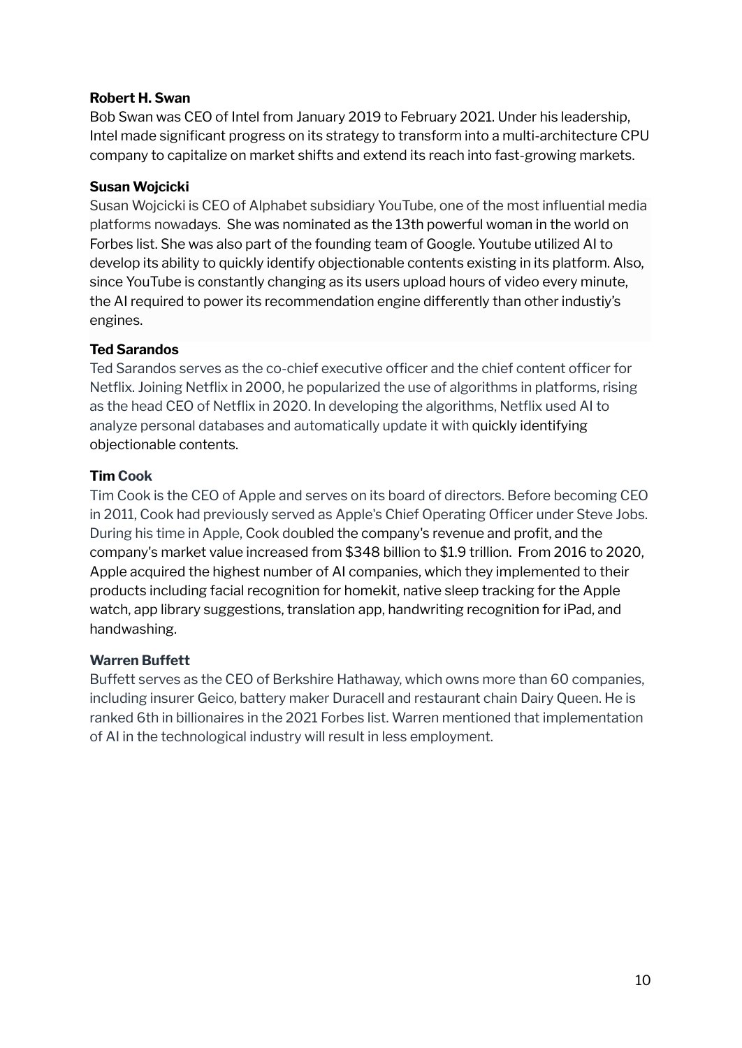**Robert H. Swan**

Bob Swan was CEO of Intel from January 2019 to February 2021. Under his leadership, Intel made significant progress on its strategy to transform into a multi-architecture CPU company to capitalize on market shifts and extend its reach into fast-growing markets.

**Susan Wojcicki**

Susan Wojcicki is CEO of Alphabet subsidiary YouTube, one of the most influential media platforms nowadays. She was nominated as the 13th powerful woman in the world on Forbes list. She was also part of the founding team of Google. Youtube utilized AI to develop its ability to quickly identify objectionable contents existing in its platform. Also, since YouTube is constantly changing as its users upload hours of video every minute, the AI required to power its recommendation engine differently than other industiy's engines.

**Ted Sarandos**

Ted Sarandos serves as the co-chief executive officer and the chief content officer for Netflix. Joining Netflix in 2000, he popularized the use of algorithms in platforms, rising as the head CEO of Netflix in 2020. In developing the algorithms, Netflix used AI to analyze personal databases and automatically update it with quickly identifying objectionable contents.

**Tim Cook**

Tim Cook is the CEO of Apple and serves on its board of directors. Before becoming CEO in 2011, Cook had previously served as Apple's Chief Operating Officer under Steve Jobs. During his time in Apple, Cook doubled the company's revenue and profit, and the company's market value increased from $348 billion to $1.9 trillion. From 2016 to 2020, Apple acquired the highest number of AI companies, which they implemented to their products including facial recognition for homekit, native sleep tracking for the Apple watch, app library suggestions, translation app, handwriting recognition for iPad, and handwashing.

**Warren Buffett**

Buffett serves as the CEO of Berkshire Hathaway, which owns more than 60 companies, including insurer Geico, battery maker Duracell and restaurant chain Dairy Queen. He is ranked 6th in billionaires in the 2021 Forbes list. Warren mentioned that implementation of AI in the technological industry will result in less employment.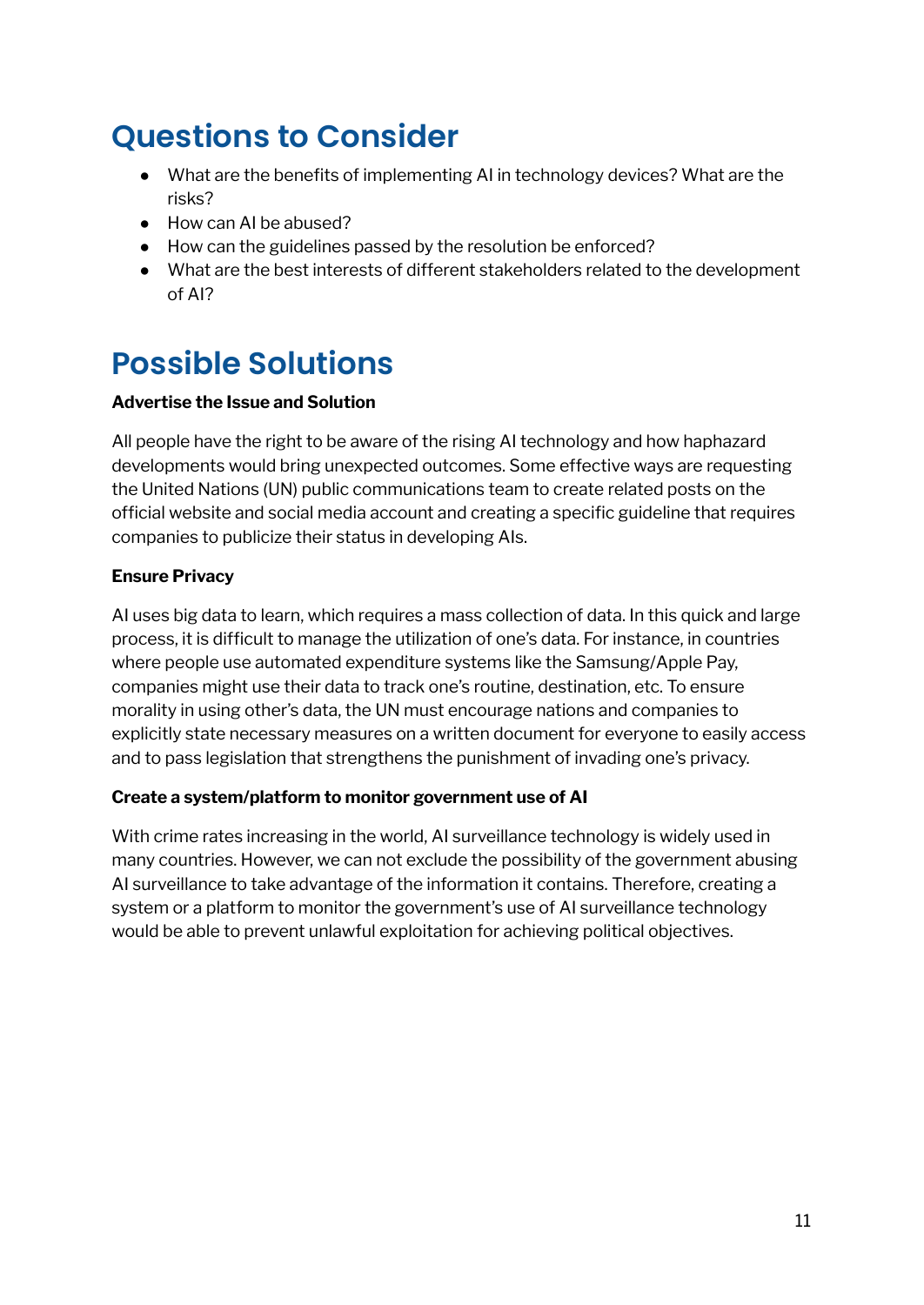## Questions to Consider

- What are the benefits of implementing AI in technology devices? What are the risks?
- How can AI be abused?
- How can the guidelines passed by the resolution be enforced?
- What are the best interests of different stakeholders related to the development of AI?

## Possible Solutions

**Advertise the Issue and Solution**

All people have the right to be aware of the rising AI technology and how haphazard developments would bring unexpected outcomes. Some effective ways are requesting the United Nations (UN) public communications team to create related posts on the official website and social media account and creating a specific guideline that requires companies to publicize their status in developing AIs.

**Ensure Privacy**

AI uses big data to learn, which requires a mass collection of data. In this quick and large process, it is difficult to manage the utilization of one's data. For instance, in countries where people use automated expenditure systems like the Samsung/Apple Pay, companies might use their data to track one's routine, destination, etc. To ensure morality in using other's data, the UN must encourage nations and companies to explicitly state necessary measures on a written document for everyone to easily access and to pass legislation that strengthens the punishment of invading one's privacy.

**Create a system/platform to monitor government use of AI**

With crime rates increasing in the world, AI surveillance technology is widely used in many countries. However, we can not exclude the possibility of the government abusing AI surveillance to take advantage of the information it contains. Therefore, creating a system or a platform to monitor the government's use of AI surveillance technology would be able to prevent unlawful exploitation for achieving political objectives.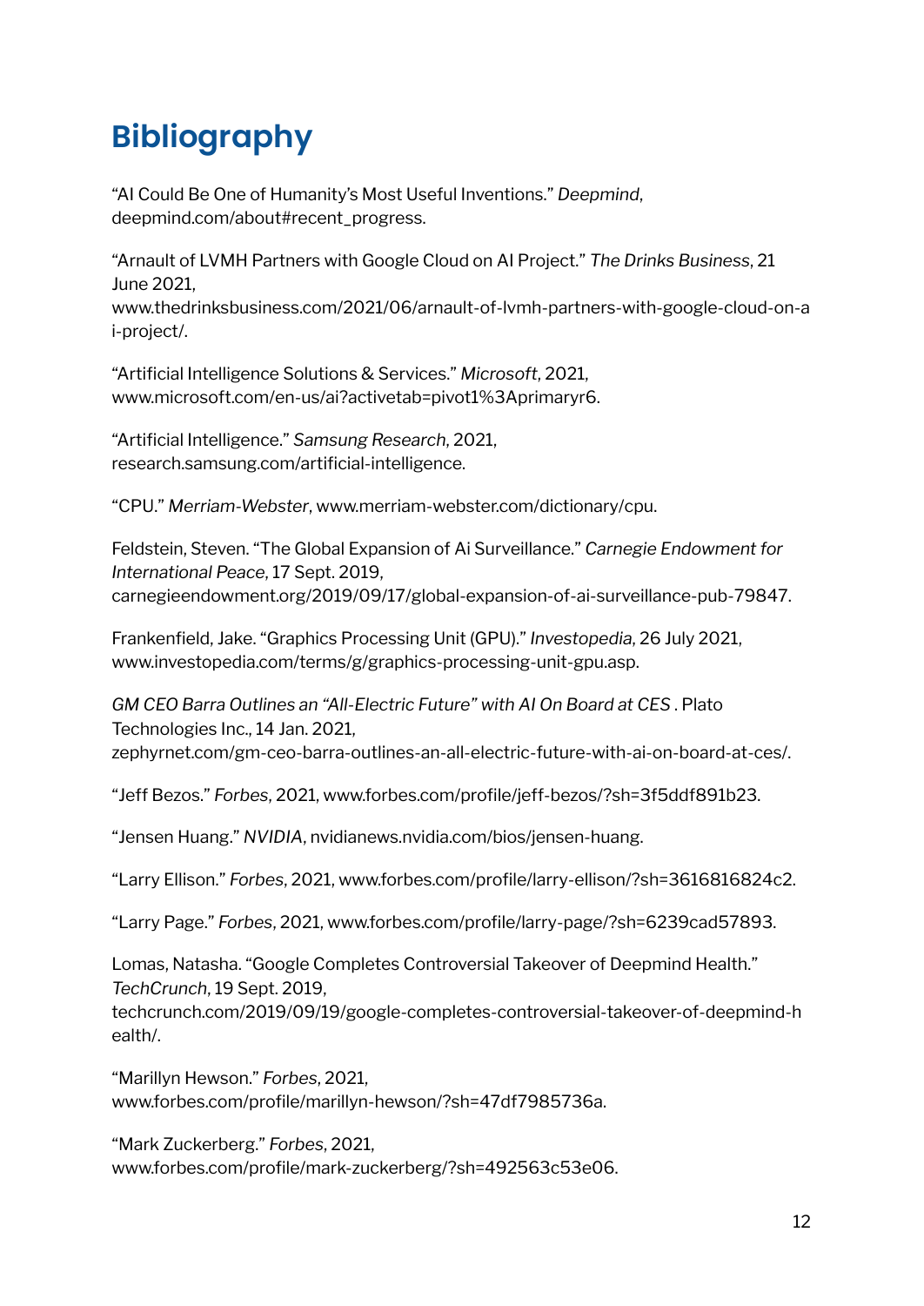# Bibliography

"AI Could Be One of Humanity's Most Useful Inventions." *Deepmind*, deepmind.com/about#recent_progress.

"Arnault of LVMH Partners with Google Cloud on AI Project." *The Drinks Business*, 21 June 2021, www.thedrinksbusiness.com/2021/06/arnault-of-lvmh-partners-with-google-cloud-on-ai-project/.

"Artificial Intelligence Solutions & Services." *Microsoft*, 2021, www.microsoft.com/en-us/ai?activetab=pivot1%3Aprimaryr6.

"Artificial Intelligence." *Samsung Research*, 2021, research.samsung.com/artificial-intelligence.

"CPU." *Merriam-Webster*, www.merriam-webster.com/dictionary/cpu.

Feldstein, Steven. "The Global Expansion of Ai Surveillance." *Carnegie Endowment for International Peace*, 17 Sept. 2019, carnegieendowment.org/2019/09/17/global-expansion-of-ai-surveillance-pub-79847.

Frankenfield, Jake. "Graphics Processing Unit (GPU)." *Investopedia*, 26 July 2021, www.investopedia.com/terms/g/graphics-processing-unit-gpu.asp.

*GM CEO Barra Outlines an "All-Electric Future" with AI On Board at CES* . Plato Technologies Inc., 14 Jan. 2021, zephyrnet.com/gm-ceo-barra-outlines-an-all-electric-future-with-ai-on-board-at-ces/.

"Jeff Bezos." *Forbes*, 2021, www.forbes.com/profile/jeff-bezos/?sh=3f5ddf891b23.

"Jensen Huang." *NVIDIA*, nvidianews.nvidia.com/bios/jensen-huang.

"Larry Ellison." *Forbes*, 2021, www.forbes.com/profile/larry-ellison/?sh=3616816824c2.

"Larry Page." *Forbes*, 2021, www.forbes.com/profile/larry-page/?sh=6239cad57893.

Lomas, Natasha. "Google Completes Controversial Takeover of Deepmind Health." *TechCrunch*, 19 Sept. 2019, techcrunch.com/2019/09/19/google-completes-controversial-takeover-of-deepmind-health/.

"Marillyn Hewson." *Forbes*, 2021, www.forbes.com/profile/marillyn-hewson/?sh=47df7985736a.

"Mark Zuckerberg." *Forbes*, 2021, www.forbes.com/profile/mark-zuckerberg/?sh=492563c53e06.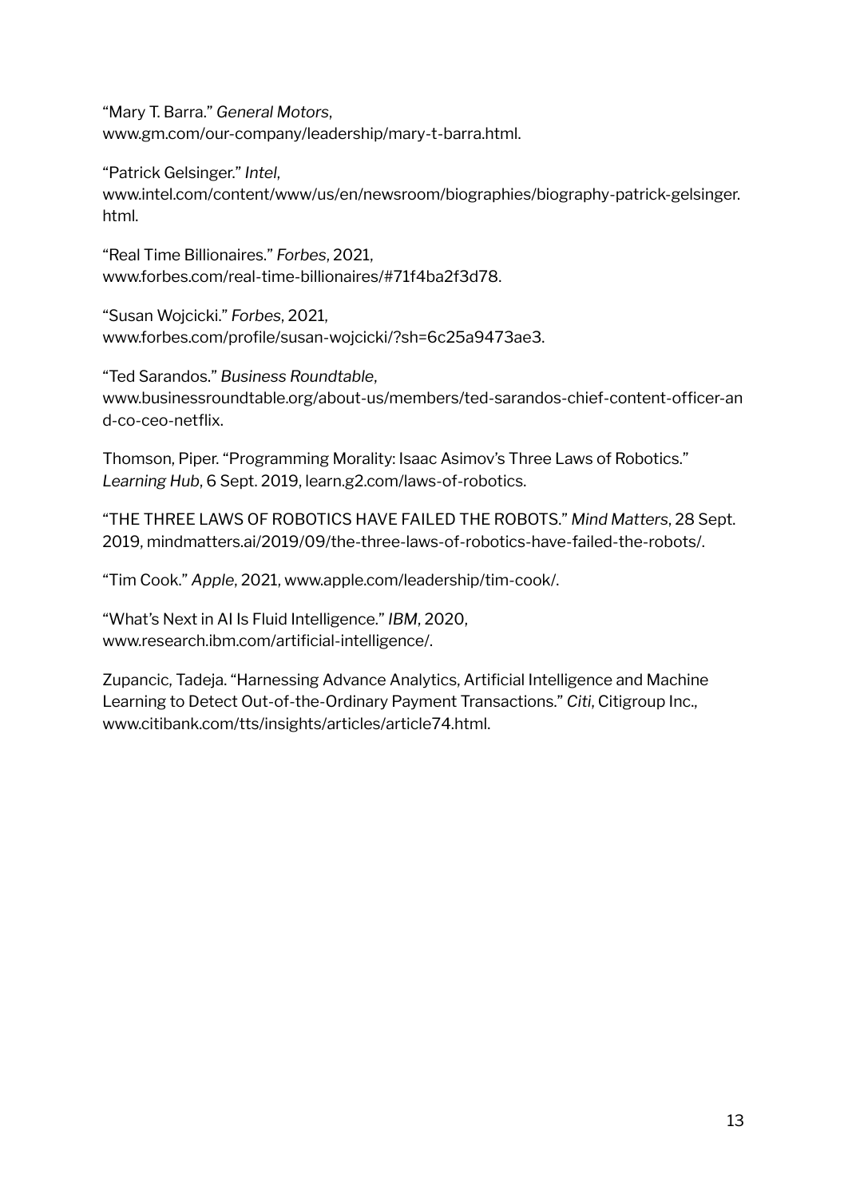"Mary T. Barra." *General Motors*, www.gm.com/our-company/leadership/mary-t-barra.html.

"Patrick Gelsinger." *Intel*, www.intel.com/content/www/us/en/newsroom/biographies/biography-patrick-gelsinger.html.

"Real Time Billionaires." *Forbes*, 2021, www.forbes.com/real-time-billionaires/#71f4ba2f3d78.

"Susan Wojcicki." *Forbes*, 2021, www.forbes.com/profile/susan-wojcicki/?sh=6c25a9473ae3.

"Ted Sarandos." *Business Roundtable*, www.businessroundtable.org/about-us/members/ted-sarandos-chief-content-officer-and-co-ceo-netflix.

Thomson, Piper. "Programming Morality: Isaac Asimov's Three Laws of Robotics." *Learning Hub*, 6 Sept. 2019, learn.g2.com/laws-of-robotics.

"THE THREE LAWS OF ROBOTICS HAVE FAILED THE ROBOTS." *Mind Matters*, 28 Sept. 2019, mindmatters.ai/2019/09/the-three-laws-of-robotics-have-failed-the-robots/.

"Tim Cook." *Apple*, 2021, www.apple.com/leadership/tim-cook/.

"What's Next in AI Is Fluid Intelligence." *IBM*, 2020, www.research.ibm.com/artificial-intelligence/.

Zupancic, Tadeja. "Harnessing Advance Analytics, Artificial Intelligence and Machine Learning to Detect Out-of-the-Ordinary Payment Transactions." *Citi*, Citigroup Inc., www.citibank.com/tts/insights/articles/article74.html.